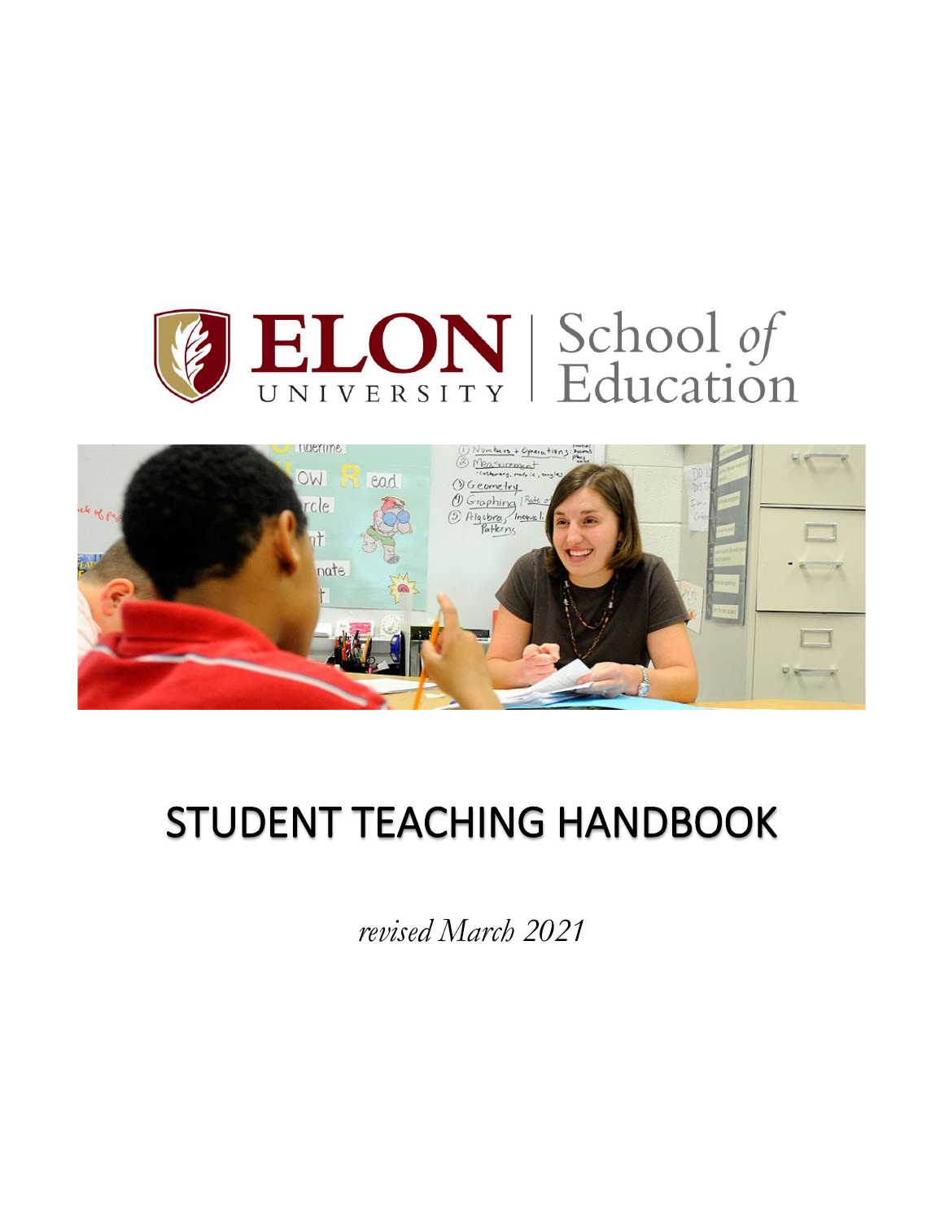ELON UNIVERSITY | School of Education

# STUDENT TEACHING HANDBOOK

*revised March 2021*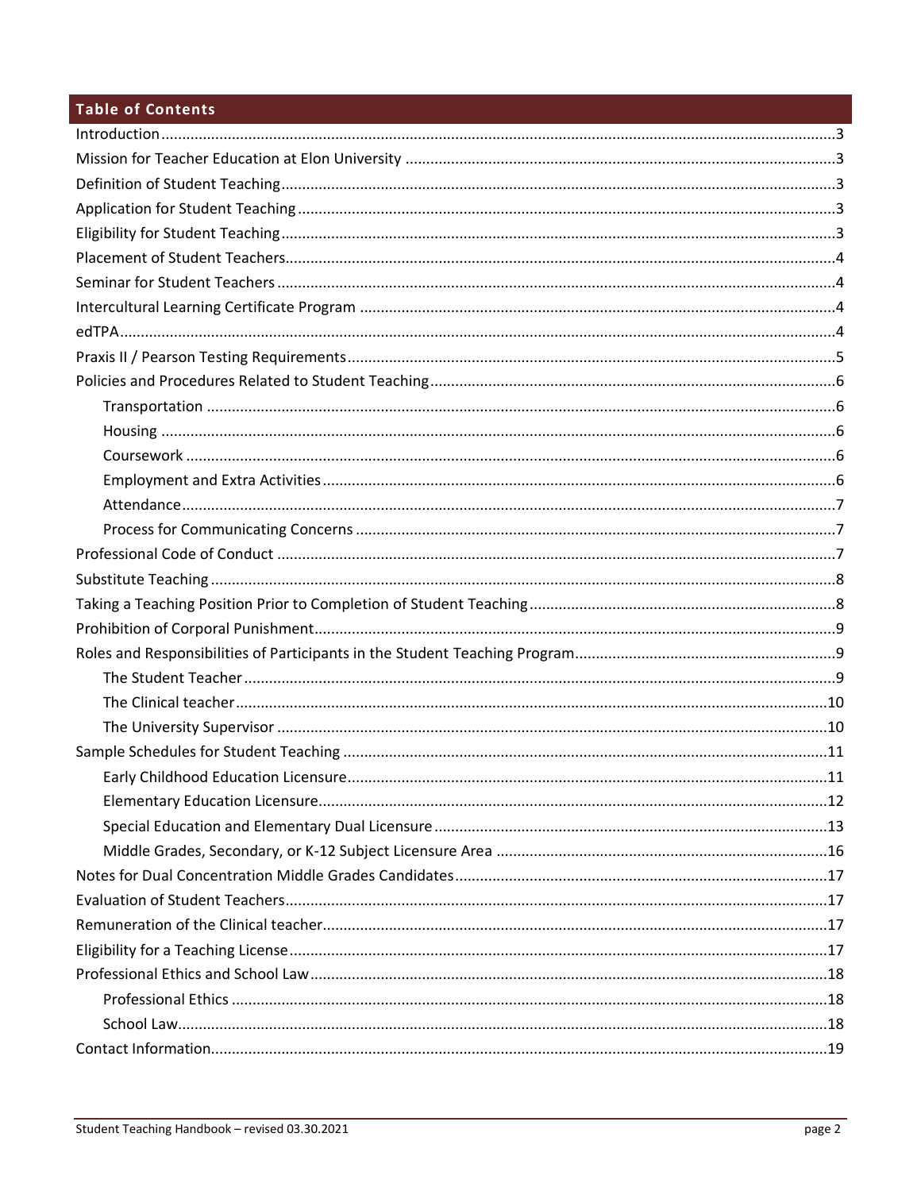## Table of Contents

- Introduction ....................................................................................................................3
- Mission for Teacher Education at Elon University ....................................................................3
- Definition of Student Teaching ....................................................................................................3
- Application for Student Teaching ................................................................................................3
- Eligibility for Student Teaching ....................................................................................................3
- Placement of Student Teachers ....................................................................................................4
- Seminar for Student Teachers ......................................................................................................4
- Intercultural Learning Certificate Program ..................................................................................4
- edTPA .............................................................................................................................................4
- Praxis II / Pearson Testing Requirements ....................................................................................5
- Policies and Procedures Related to Student Teaching .................................................................6
  - Transportation .........................................................................................................................6
  - Housing ....................................................................................................................................6
  - Coursework ..............................................................................................................................6
  - Employment and Extra Activities ...........................................................................................6
  - Attendance ...............................................................................................................................7
  - Process for Communicating Concerns ....................................................................................7
- Professional Code of Conduct .....................................................................................................7
- Substitute Teaching .......................................................................................................................8
- Taking a Teaching Position Prior to Completion of Student Teaching ........................................8
- Prohibition of Corporal Punishment .............................................................................................9
- Roles and Responsibilities of Participants in the Student Teaching Program .............................9
  - The Student Teacher ...............................................................................................................9
  - The Clinical teacher ...............................................................................................................10
  - The University Supervisor .....................................................................................................10
- Sample Schedules for Student Teaching ....................................................................................11
  - Early Childhood Education Licensure ...................................................................................11
  - Elementary Education Licensure ..........................................................................................12
  - Special Education and Elementary Dual Licensure ..............................................................13
  - Middle Grades, Secondary, or K-12 Subject Licensure Area ...............................................16
- Notes for Dual Concentration Middle Grades Candidates .........................................................17
- Evaluation of Student Teachers ..................................................................................................17
- Remuneration of the Clinical teacher .........................................................................................17
- Eligibility for a Teaching License ................................................................................................17
- Professional Ethics and School Law ............................................................................................18
  - Professional Ethics ................................................................................................................18
  - School Law .............................................................................................................................18
- Contact Information .....................................................................................................................19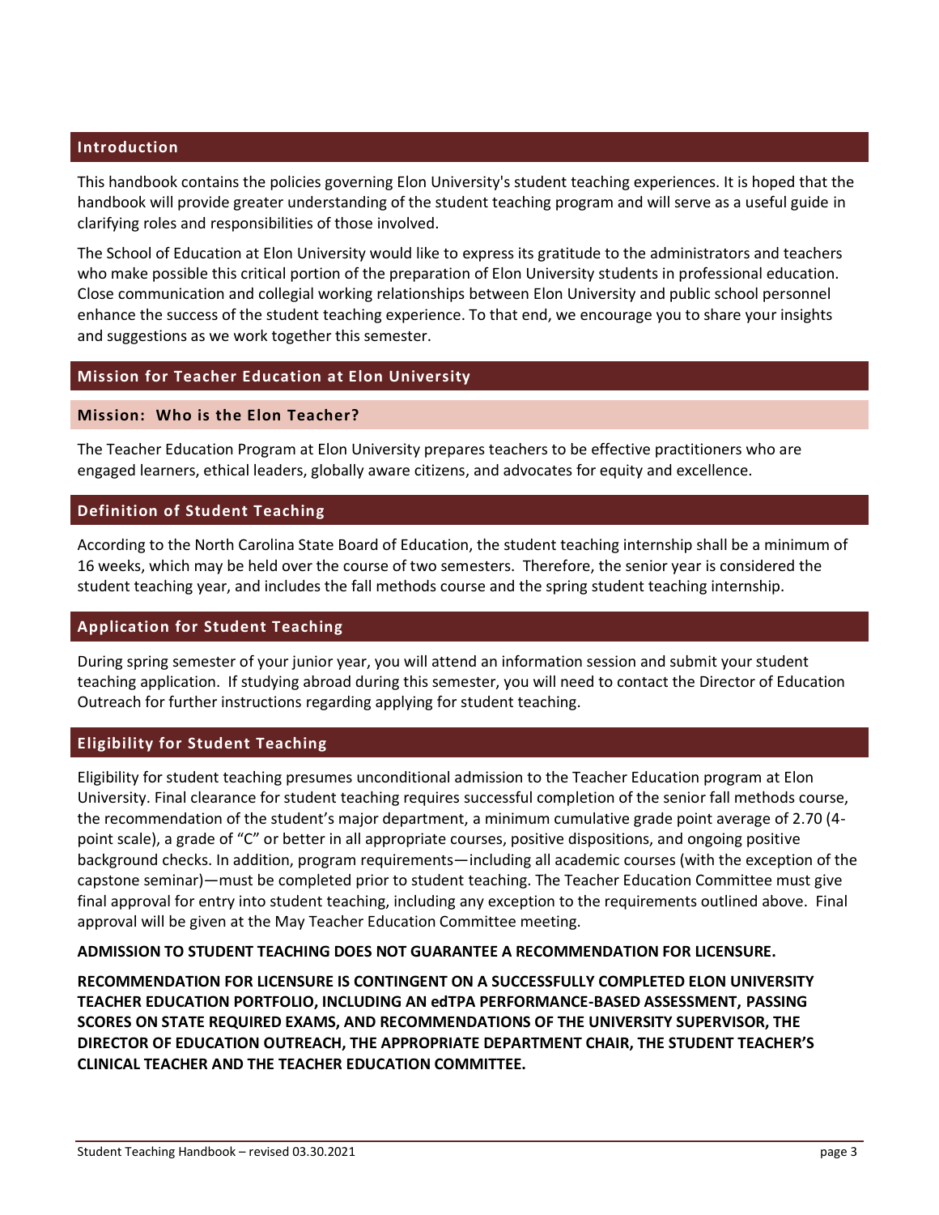## Introduction

This handbook contains the policies governing Elon University's student teaching experiences. It is hoped that the handbook will provide greater understanding of the student teaching program and will serve as a useful guide in clarifying roles and responsibilities of those involved.

The School of Education at Elon University would like to express its gratitude to the administrators and teachers who make possible this critical portion of the preparation of Elon University students in professional education. Close communication and collegial working relationships between Elon University and public school personnel enhance the success of the student teaching experience. To that end, we encourage you to share your insights and suggestions as we work together this semester.

## Mission for Teacher Education at Elon University

### Mission: Who is the Elon Teacher?

The Teacher Education Program at Elon University prepares teachers to be effective practitioners who are engaged learners, ethical leaders, globally aware citizens, and advocates for equity and excellence.

## Definition of Student Teaching

According to the North Carolina State Board of Education, the student teaching internship shall be a minimum of 16 weeks, which may be held over the course of two semesters. Therefore, the senior year is considered the student teaching year, and includes the fall methods course and the spring student teaching internship.

## Application for Student Teaching

During spring semester of your junior year, you will attend an information session and submit your student teaching application. If studying abroad during this semester, you will need to contact the Director of Education Outreach for further instructions regarding applying for student teaching.

## Eligibility for Student Teaching

Eligibility for student teaching presumes unconditional admission to the Teacher Education program at Elon University. Final clearance for student teaching requires successful completion of the senior fall methods course, the recommendation of the student's major department, a minimum cumulative grade point average of 2.70 (4-point scale), a grade of "C" or better in all appropriate courses, positive dispositions, and ongoing positive background checks. In addition, program requirements—including all academic courses (with the exception of the capstone seminar)—must be completed prior to student teaching. The Teacher Education Committee must give final approval for entry into student teaching, including any exception to the requirements outlined above. Final approval will be given at the May Teacher Education Committee meeting.

**ADMISSION TO STUDENT TEACHING DOES NOT GUARANTEE A RECOMMENDATION FOR LICENSURE.**

**RECOMMENDATION FOR LICENSURE IS CONTINGENT ON A SUCCESSFULLY COMPLETED ELON UNIVERSITY TEACHER EDUCATION PORTFOLIO, INCLUDING AN edTPA PERFORMANCE-BASED ASSESSMENT, PASSING SCORES ON STATE REQUIRED EXAMS, AND RECOMMENDATIONS OF THE UNIVERSITY SUPERVISOR, THE DIRECTOR OF EDUCATION OUTREACH, THE APPROPRIATE DEPARTMENT CHAIR, THE STUDENT TEACHER'S CLINICAL TEACHER AND THE TEACHER EDUCATION COMMITTEE.**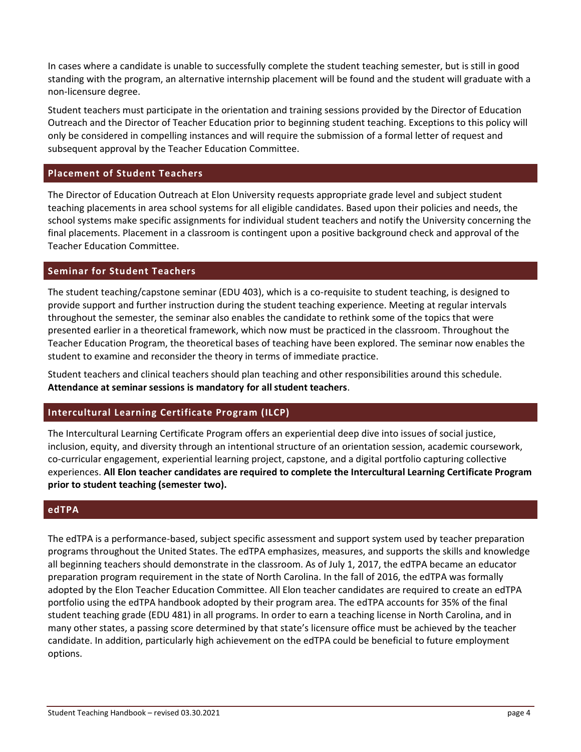In cases where a candidate is unable to successfully complete the student teaching semester, but is still in good standing with the program, an alternative internship placement will be found and the student will graduate with a non-licensure degree.

Student teachers must participate in the orientation and training sessions provided by the Director of Education Outreach and the Director of Teacher Education prior to beginning student teaching. Exceptions to this policy will only be considered in compelling instances and will require the submission of a formal letter of request and subsequent approval by the Teacher Education Committee.

## Placement of Student Teachers

The Director of Education Outreach at Elon University requests appropriate grade level and subject student teaching placements in area school systems for all eligible candidates. Based upon their policies and needs, the school systems make specific assignments for individual student teachers and notify the University concerning the final placements. Placement in a classroom is contingent upon a positive background check and approval of the Teacher Education Committee.

## Seminar for Student Teachers

The student teaching/capstone seminar (EDU 403), which is a co-requisite to student teaching, is designed to provide support and further instruction during the student teaching experience. Meeting at regular intervals throughout the semester, the seminar also enables the candidate to rethink some of the topics that were presented earlier in a theoretical framework, which now must be practiced in the classroom. Throughout the Teacher Education Program, the theoretical bases of teaching have been explored. The seminar now enables the student to examine and reconsider the theory in terms of immediate practice.

Student teachers and clinical teachers should plan teaching and other responsibilities around this schedule. **Attendance at seminar sessions is mandatory for all student teachers**.

## Intercultural Learning Certificate Program (ILCP)

The Intercultural Learning Certificate Program offers an experiential deep dive into issues of social justice, inclusion, equity, and diversity through an intentional structure of an orientation session, academic coursework, co-curricular engagement, experiential learning project, capstone, and a digital portfolio capturing collective experiences. **All Elon teacher candidates are required to complete the Intercultural Learning Certificate Program prior to student teaching (semester two).**

## edTPA

The edTPA is a performance-based, subject specific assessment and support system used by teacher preparation programs throughout the United States. The edTPA emphasizes, measures, and supports the skills and knowledge all beginning teachers should demonstrate in the classroom. As of July 1, 2017, the edTPA became an educator preparation program requirement in the state of North Carolina. In the fall of 2016, the edTPA was formally adopted by the Elon Teacher Education Committee. All Elon teacher candidates are required to create an edTPA portfolio using the edTPA handbook adopted by their program area. The edTPA accounts for 35% of the final student teaching grade (EDU 481) in all programs. In order to earn a teaching license in North Carolina, and in many other states, a passing score determined by that state's licensure office must be achieved by the teacher candidate. In addition, particularly high achievement on the edTPA could be beneficial to future employment options.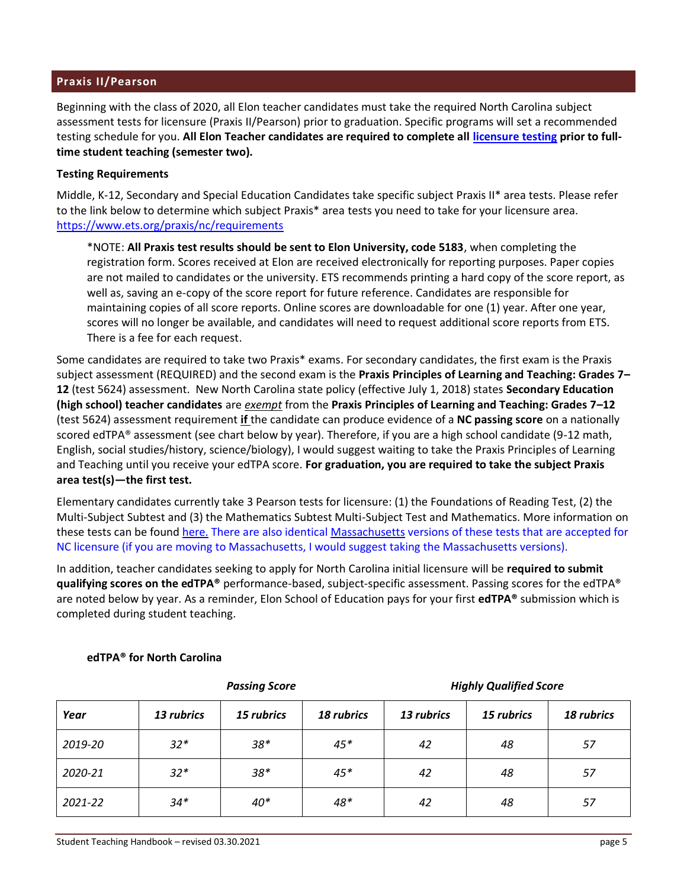## Praxis II/Pearson

Beginning with the class of 2020, all Elon teacher candidates must take the required North Carolina subject assessment tests for licensure (Praxis II/Pearson) prior to graduation. Specific programs will set a recommended testing schedule for you. **All Elon Teacher candidates are required to complete all licensure testing prior to full-time student teaching (semester two).**

**Testing Requirements**

Middle, K-12, Secondary and Special Education Candidates take specific subject Praxis II* area tests. Please refer to the link below to determine which subject Praxis* area tests you need to take for your licensure area. https://www.ets.org/praxis/nc/requirements

> *NOTE: **All Praxis test results should be sent to Elon University, code 5183**, when completing the registration form. Scores received at Elon are received electronically for reporting purposes. Paper copies are not mailed to candidates or the university. ETS recommends printing a hard copy of the score report, as well as, saving an e-copy of the score report for future reference. Candidates are responsible for maintaining copies of all score reports. Online scores are downloadable for one (1) year. After one year, scores will no longer be available, and candidates will need to request additional score reports from ETS. There is a fee for each request.

Some candidates are required to take two Praxis* exams. For secondary candidates, the first exam is the Praxis subject assessment (REQUIRED) and the second exam is the **Praxis Principles of Learning and Teaching: Grades 7–12** (test 5624) assessment. New North Carolina state policy (effective July 1, 2018) states **Secondary Education (high school) teacher candidates** are *exempt* from the **Praxis Principles of Learning and Teaching: Grades 7–12** (test 5624) assessment requirement **if** the candidate can produce evidence of a **NC passing score** on a nationally scored edTPA® assessment (see chart below by year). Therefore, if you are a high school candidate (9-12 math, English, social studies/history, science/biology), I would suggest waiting to take the Praxis Principles of Learning and Teaching until you receive your edTPA score. **For graduation, you are required to take the subject Praxis area test(s)—the first test.**

Elementary candidates currently take 3 Pearson tests for licensure: (1) the Foundations of Reading Test, (2) the Multi-Subject Subtest and (3) the Mathematics Subtest Multi-Subject Test and Mathematics. More information on these tests can be found here. There are also identical Massachusetts versions of these tests that are accepted for NC licensure (if you are moving to Massachusetts, I would suggest taking the Massachusetts versions).

In addition, teacher candidates seeking to apply for North Carolina initial licensure will be **required to submit qualifying scores on the edTPA®** performance-based, subject-specific assessment. Passing scores for the edTPA® are noted below by year. As a reminder, Elon School of Education pays for your first **edTPA®** submission which is completed during student teaching.

**edTPA® for North Carolina**

| | *Passing Score* | | | *Highly Qualified Score* | | |
|---|---|---|---|---|---|---|
| ***Year*** | ***13 rubrics*** | ***15 rubrics*** | ***18 rubrics*** | ***13 rubrics*** | ***15 rubrics*** | ***18 rubrics*** |
| *2019-20* | *32** | *38** | *45** | *42* | *48* | *57* |
| *2020-21* | *32** | *38** | *45** | *42* | *48* | *57* |
| *2021-22* | *34** | *40** | *48** | *42* | *48* | *57* |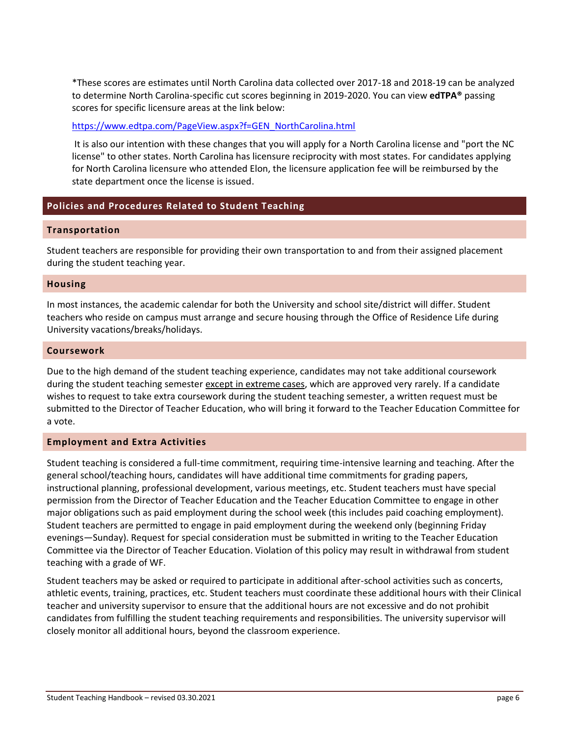*These scores are estimates until North Carolina data collected over 2017-18 and 2018-19 can be analyzed to determine North Carolina-specific cut scores beginning in 2019-2020. You can view **edTPA®** passing scores for specific licensure areas at the link below:

https://www.edtpa.com/PageView.aspx?f=GEN_NorthCarolina.html

It is also our intention with these changes that you will apply for a North Carolina license and "port the NC license" to other states. North Carolina has licensure reciprocity with most states. For candidates applying for North Carolina licensure who attended Elon, the licensure application fee will be reimbursed by the state department once the license is issued.

## Policies and Procedures Related to Student Teaching

### Transportation

Student teachers are responsible for providing their own transportation to and from their assigned placement during the student teaching year.

### Housing

In most instances, the academic calendar for both the University and school site/district will differ. Student teachers who reside on campus must arrange and secure housing through the Office of Residence Life during University vacations/breaks/holidays.

### Coursework

Due to the high demand of the student teaching experience, candidates may not take additional coursework during the student teaching semester <u>except in extreme cases</u>, which are approved very rarely. If a candidate wishes to request to take extra coursework during the student teaching semester, a written request must be submitted to the Director of Teacher Education, who will bring it forward to the Teacher Education Committee for a vote.

### Employment and Extra Activities

Student teaching is considered a full-time commitment, requiring time-intensive learning and teaching. After the general school/teaching hours, candidates will have additional time commitments for grading papers, instructional planning, professional development, various meetings, etc. Student teachers must have special permission from the Director of Teacher Education and the Teacher Education Committee to engage in other major obligations such as paid employment during the school week (this includes paid coaching employment). Student teachers are permitted to engage in paid employment during the weekend only (beginning Friday evenings—Sunday). Request for special consideration must be submitted in writing to the Teacher Education Committee via the Director of Teacher Education. Violation of this policy may result in withdrawal from student teaching with a grade of WF.

Student teachers may be asked or required to participate in additional after-school activities such as concerts, athletic events, training, practices, etc. Student teachers must coordinate these additional hours with their Clinical teacher and university supervisor to ensure that the additional hours are not excessive and do not prohibit candidates from fulfilling the student teaching requirements and responsibilities. The university supervisor will closely monitor all additional hours, beyond the classroom experience.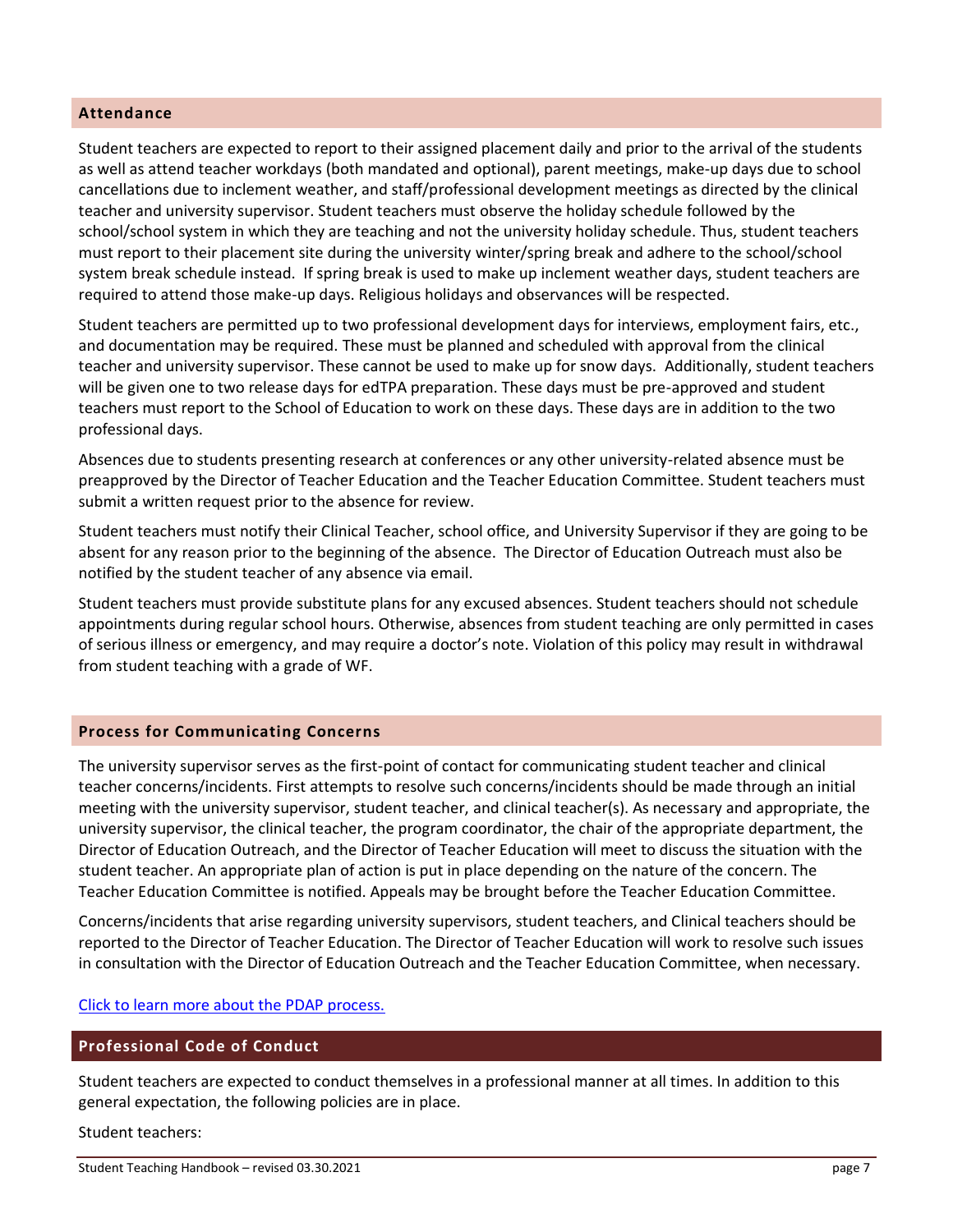## Attendance

Student teachers are expected to report to their assigned placement daily and prior to the arrival of the students as well as attend teacher workdays (both mandated and optional), parent meetings, make-up days due to school cancellations due to inclement weather, and staff/professional development meetings as directed by the clinical teacher and university supervisor. Student teachers must observe the holiday schedule followed by the school/school system in which they are teaching and not the university holiday schedule. Thus, student teachers must report to their placement site during the university winter/spring break and adhere to the school/school system break schedule instead. If spring break is used to make up inclement weather days, student teachers are required to attend those make-up days. Religious holidays and observances will be respected.

Student teachers are permitted up to two professional development days for interviews, employment fairs, etc., and documentation may be required. These must be planned and scheduled with approval from the clinical teacher and university supervisor. These cannot be used to make up for snow days. Additionally, student teachers will be given one to two release days for edTPA preparation. These days must be pre-approved and student teachers must report to the School of Education to work on these days. These days are in addition to the two professional days.

Absences due to students presenting research at conferences or any other university-related absence must be preapproved by the Director of Teacher Education and the Teacher Education Committee. Student teachers must submit a written request prior to the absence for review.

Student teachers must notify their Clinical Teacher, school office, and University Supervisor if they are going to be absent for any reason prior to the beginning of the absence. The Director of Education Outreach must also be notified by the student teacher of any absence via email.

Student teachers must provide substitute plans for any excused absences. Student teachers should not schedule appointments during regular school hours. Otherwise, absences from student teaching are only permitted in cases of serious illness or emergency, and may require a doctor's note. Violation of this policy may result in withdrawal from student teaching with a grade of WF.

## Process for Communicating Concerns

The university supervisor serves as the first-point of contact for communicating student teacher and clinical teacher concerns/incidents. First attempts to resolve such concerns/incidents should be made through an initial meeting with the university supervisor, student teacher, and clinical teacher(s). As necessary and appropriate, the university supervisor, the clinical teacher, the program coordinator, the chair of the appropriate department, the Director of Education Outreach, and the Director of Teacher Education will meet to discuss the situation with the student teacher. An appropriate plan of action is put in place depending on the nature of the concern. The Teacher Education Committee is notified. Appeals may be brought before the Teacher Education Committee.

Concerns/incidents that arise regarding university supervisors, student teachers, and Clinical teachers should be reported to the Director of Teacher Education. The Director of Teacher Education will work to resolve such issues in consultation with the Director of Education Outreach and the Teacher Education Committee, when necessary.

Click to learn more about the PDAP process.

## Professional Code of Conduct

Student teachers are expected to conduct themselves in a professional manner at all times. In addition to this general expectation, the following policies are in place.

Student teachers: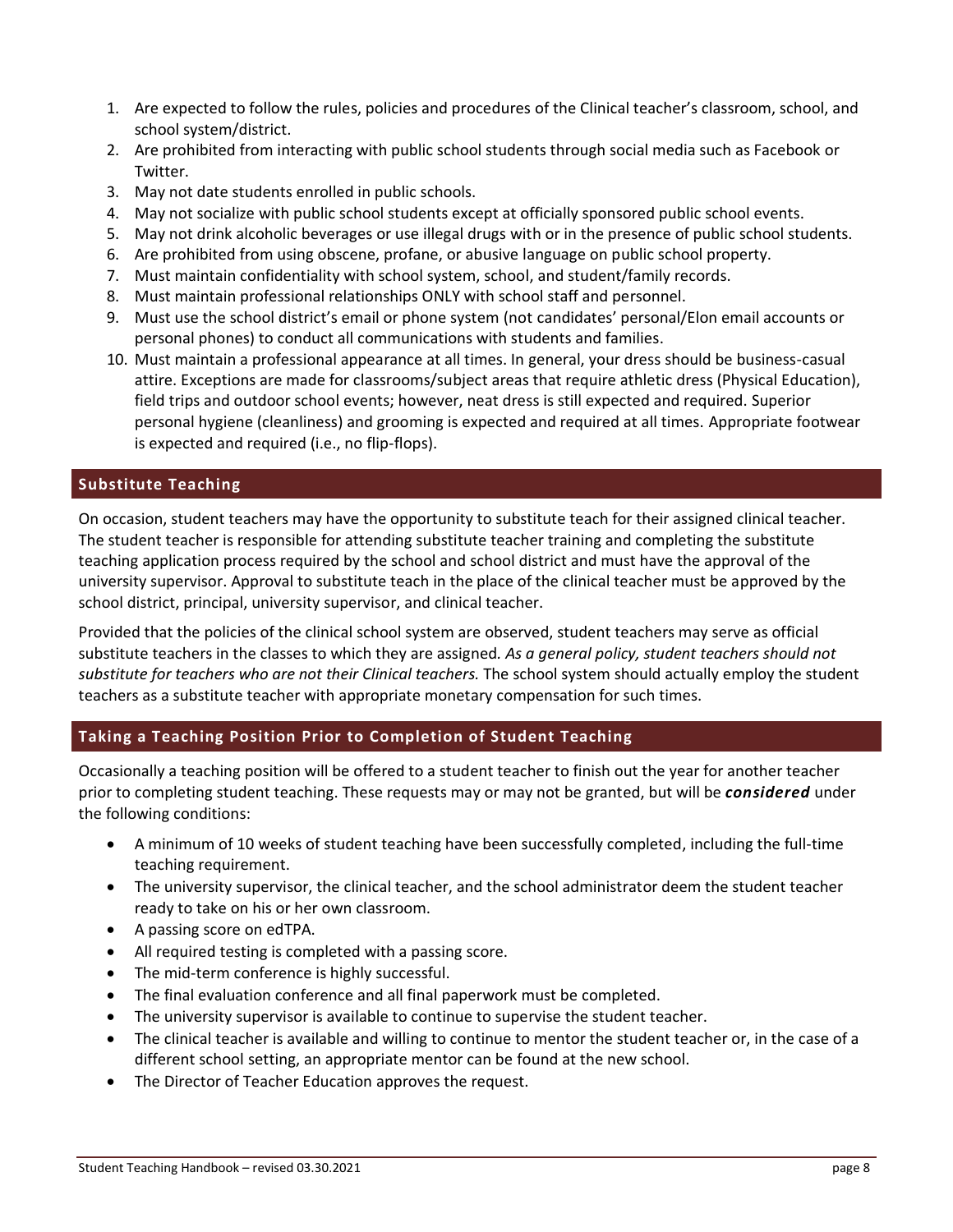1. Are expected to follow the rules, policies and procedures of the Clinical teacher's classroom, school, and school system/district.
2. Are prohibited from interacting with public school students through social media such as Facebook or Twitter.
3. May not date students enrolled in public schools.
4. May not socialize with public school students except at officially sponsored public school events.
5. May not drink alcoholic beverages or use illegal drugs with or in the presence of public school students.
6. Are prohibited from using obscene, profane, or abusive language on public school property.
7. Must maintain confidentiality with school system, school, and student/family records.
8. Must maintain professional relationships ONLY with school staff and personnel.
9. Must use the school district's email or phone system (not candidates' personal/Elon email accounts or personal phones) to conduct all communications with students and families.
10. Must maintain a professional appearance at all times. In general, your dress should be business-casual attire. Exceptions are made for classrooms/subject areas that require athletic dress (Physical Education), field trips and outdoor school events; however, neat dress is still expected and required. Superior personal hygiene (cleanliness) and grooming is expected and required at all times. Appropriate footwear is expected and required (i.e., no flip-flops).

## Substitute Teaching

On occasion, student teachers may have the opportunity to substitute teach for their assigned clinical teacher. The student teacher is responsible for attending substitute teacher training and completing the substitute teaching application process required by the school and school district and must have the approval of the university supervisor. Approval to substitute teach in the place of the clinical teacher must be approved by the school district, principal, university supervisor, and clinical teacher.

Provided that the policies of the clinical school system are observed, student teachers may serve as official substitute teachers in the classes to which they are assigned. *As a general policy, student teachers should not substitute for teachers who are not their Clinical teachers.* The school system should actually employ the student teachers as a substitute teacher with appropriate monetary compensation for such times.

## Taking a Teaching Position Prior to Completion of Student Teaching

Occasionally a teaching position will be offered to a student teacher to finish out the year for another teacher prior to completing student teaching. These requests may or may not be granted, but will be ***considered*** under the following conditions:

- A minimum of 10 weeks of student teaching have been successfully completed, including the full-time teaching requirement.
- The university supervisor, the clinical teacher, and the school administrator deem the student teacher ready to take on his or her own classroom.
- A passing score on edTPA.
- All required testing is completed with a passing score.
- The mid-term conference is highly successful.
- The final evaluation conference and all final paperwork must be completed.
- The university supervisor is available to continue to supervise the student teacher.
- The clinical teacher is available and willing to continue to mentor the student teacher or, in the case of a different school setting, an appropriate mentor can be found at the new school.
- The Director of Teacher Education approves the request.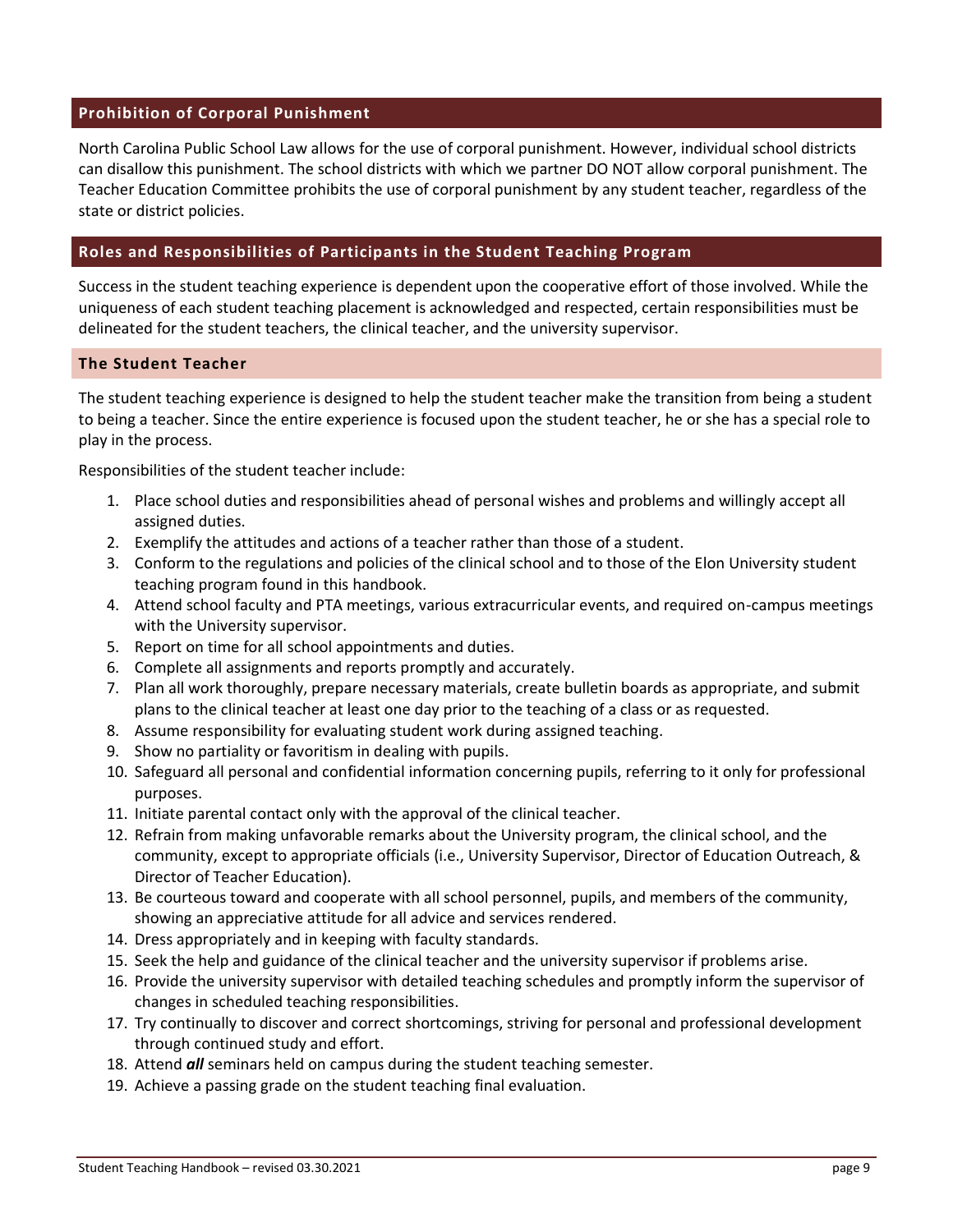## Prohibition of Corporal Punishment

North Carolina Public School Law allows for the use of corporal punishment. However, individual school districts can disallow this punishment. The school districts with which we partner DO NOT allow corporal punishment. The Teacher Education Committee prohibits the use of corporal punishment by any student teacher, regardless of the state or district policies.

## Roles and Responsibilities of Participants in the Student Teaching Program

Success in the student teaching experience is dependent upon the cooperative effort of those involved. While the uniqueness of each student teaching placement is acknowledged and respected, certain responsibilities must be delineated for the student teachers, the clinical teacher, and the university supervisor.

### The Student Teacher

The student teaching experience is designed to help the student teacher make the transition from being a student to being a teacher. Since the entire experience is focused upon the student teacher, he or she has a special role to play in the process.

Responsibilities of the student teacher include:

1. Place school duties and responsibilities ahead of personal wishes and problems and willingly accept all assigned duties.
2. Exemplify the attitudes and actions of a teacher rather than those of a student.
3. Conform to the regulations and policies of the clinical school and to those of the Elon University student teaching program found in this handbook.
4. Attend school faculty and PTA meetings, various extracurricular events, and required on-campus meetings with the University supervisor.
5. Report on time for all school appointments and duties.
6. Complete all assignments and reports promptly and accurately.
7. Plan all work thoroughly, prepare necessary materials, create bulletin boards as appropriate, and submit plans to the clinical teacher at least one day prior to the teaching of a class or as requested.
8. Assume responsibility for evaluating student work during assigned teaching.
9. Show no partiality or favoritism in dealing with pupils.
10. Safeguard all personal and confidential information concerning pupils, referring to it only for professional purposes.
11. Initiate parental contact only with the approval of the clinical teacher.
12. Refrain from making unfavorable remarks about the University program, the clinical school, and the community, except to appropriate officials (i.e., University Supervisor, Director of Education Outreach, & Director of Teacher Education).
13. Be courteous toward and cooperate with all school personnel, pupils, and members of the community, showing an appreciative attitude for all advice and services rendered.
14. Dress appropriately and in keeping with faculty standards.
15. Seek the help and guidance of the clinical teacher and the university supervisor if problems arise.
16. Provide the university supervisor with detailed teaching schedules and promptly inform the supervisor of changes in scheduled teaching responsibilities.
17. Try continually to discover and correct shortcomings, striving for personal and professional development through continued study and effort.
18. Attend ***all*** seminars held on campus during the student teaching semester.
19. Achieve a passing grade on the student teaching final evaluation.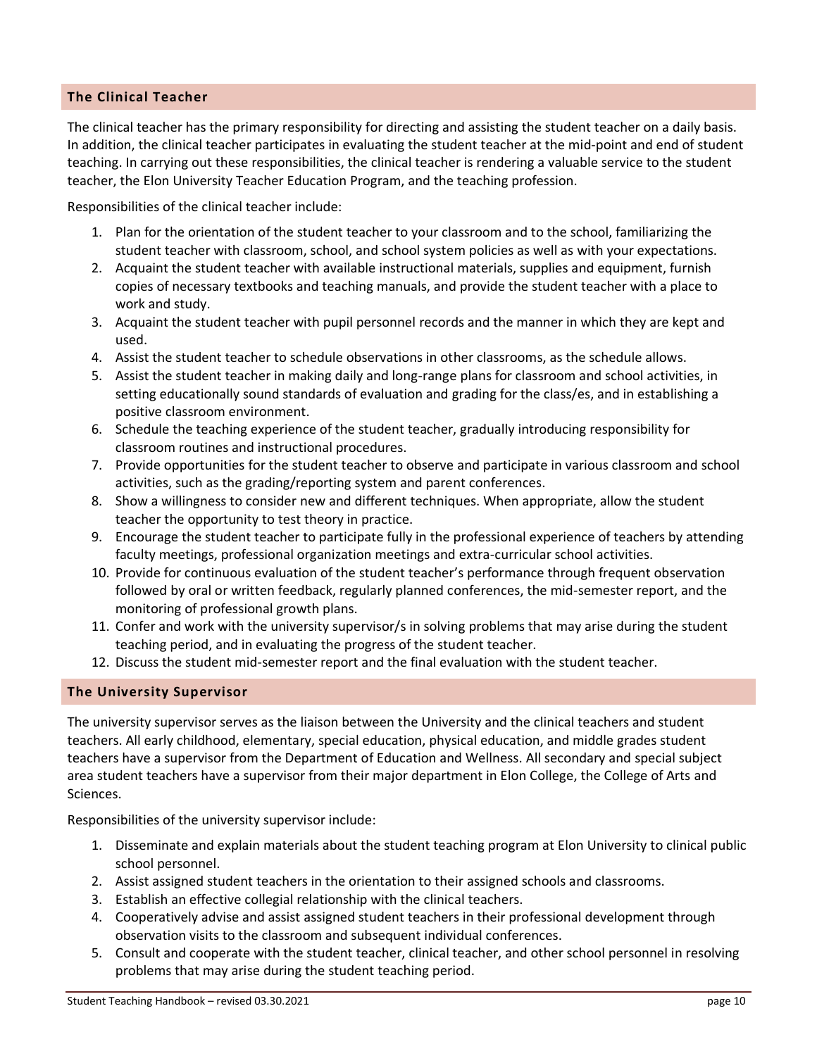## The Clinical Teacher

The clinical teacher has the primary responsibility for directing and assisting the student teacher on a daily basis. In addition, the clinical teacher participates in evaluating the student teacher at the mid-point and end of student teaching. In carrying out these responsibilities, the clinical teacher is rendering a valuable service to the student teacher, the Elon University Teacher Education Program, and the teaching profession.

Responsibilities of the clinical teacher include:

1. Plan for the orientation of the student teacher to your classroom and to the school, familiarizing the student teacher with classroom, school, and school system policies as well as with your expectations.
2. Acquaint the student teacher with available instructional materials, supplies and equipment, furnish copies of necessary textbooks and teaching manuals, and provide the student teacher with a place to work and study.
3. Acquaint the student teacher with pupil personnel records and the manner in which they are kept and used.
4. Assist the student teacher to schedule observations in other classrooms, as the schedule allows.
5. Assist the student teacher in making daily and long-range plans for classroom and school activities, in setting educationally sound standards of evaluation and grading for the class/es, and in establishing a positive classroom environment.
6. Schedule the teaching experience of the student teacher, gradually introducing responsibility for classroom routines and instructional procedures.
7. Provide opportunities for the student teacher to observe and participate in various classroom and school activities, such as the grading/reporting system and parent conferences.
8. Show a willingness to consider new and different techniques. When appropriate, allow the student teacher the opportunity to test theory in practice.
9. Encourage the student teacher to participate fully in the professional experience of teachers by attending faculty meetings, professional organization meetings and extra-curricular school activities.
10. Provide for continuous evaluation of the student teacher's performance through frequent observation followed by oral or written feedback, regularly planned conferences, the mid-semester report, and the monitoring of professional growth plans.
11. Confer and work with the university supervisor/s in solving problems that may arise during the student teaching period, and in evaluating the progress of the student teacher.
12. Discuss the student mid-semester report and the final evaluation with the student teacher.

## The University Supervisor

The university supervisor serves as the liaison between the University and the clinical teachers and student teachers. All early childhood, elementary, special education, physical education, and middle grades student teachers have a supervisor from the Department of Education and Wellness. All secondary and special subject area student teachers have a supervisor from their major department in Elon College, the College of Arts and Sciences.

Responsibilities of the university supervisor include:

1. Disseminate and explain materials about the student teaching program at Elon University to clinical public school personnel.
2. Assist assigned student teachers in the orientation to their assigned schools and classrooms.
3. Establish an effective collegial relationship with the clinical teachers.
4. Cooperatively advise and assist assigned student teachers in their professional development through observation visits to the classroom and subsequent individual conferences.
5. Consult and cooperate with the student teacher, clinical teacher, and other school personnel in resolving problems that may arise during the student teaching period.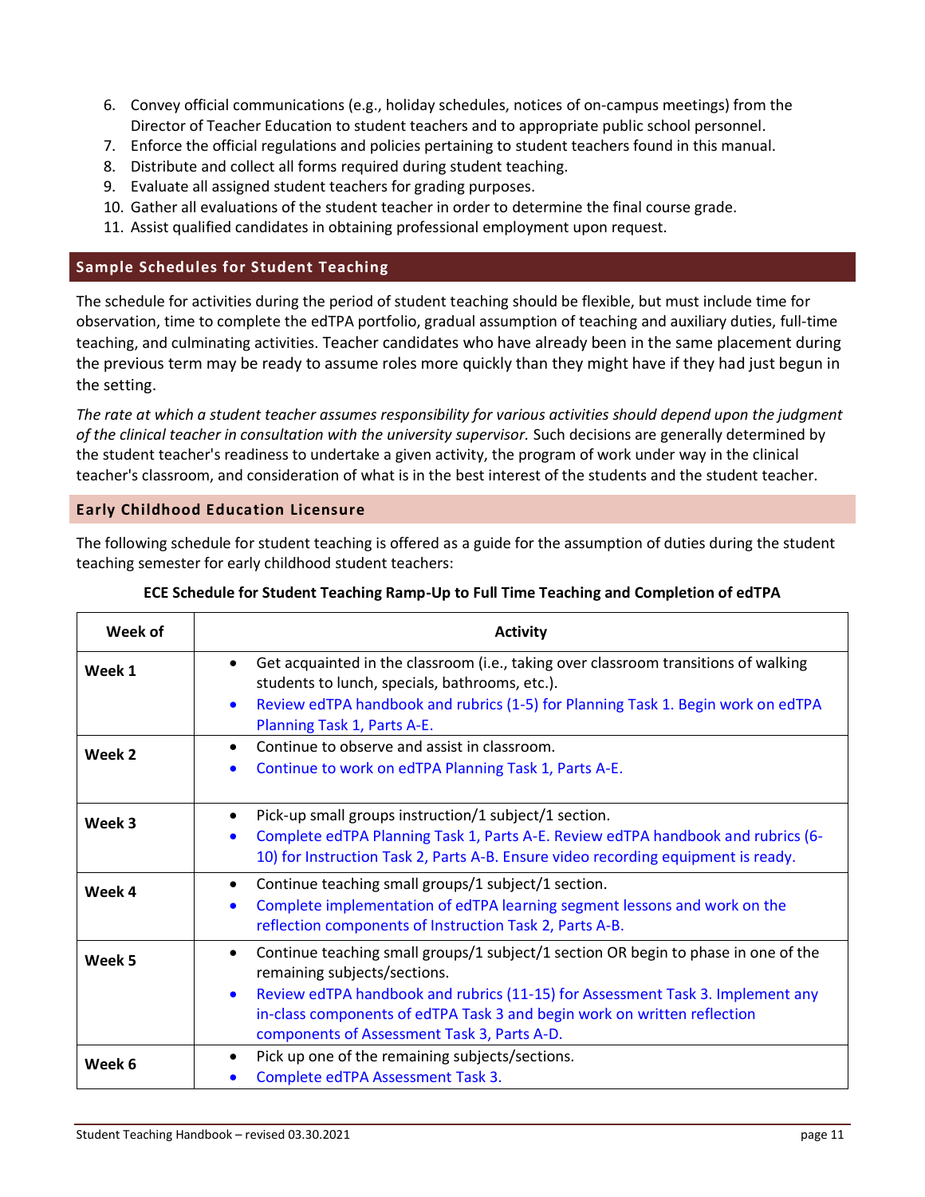6. Convey official communications (e.g., holiday schedules, notices of on-campus meetings) from the Director of Teacher Education to student teachers and to appropriate public school personnel.
7. Enforce the official regulations and policies pertaining to student teachers found in this manual.
8. Distribute and collect all forms required during student teaching.
9. Evaluate all assigned student teachers for grading purposes.
10. Gather all evaluations of the student teacher in order to determine the final course grade.
11. Assist qualified candidates in obtaining professional employment upon request.

## Sample Schedules for Student Teaching

The schedule for activities during the period of student teaching should be flexible, but must include time for observation, time to complete the edTPA portfolio, gradual assumption of teaching and auxiliary duties, full-time teaching, and culminating activities. Teacher candidates who have already been in the same placement during the previous term may be ready to assume roles more quickly than they might have if they had just begun in the setting.

*The rate at which a student teacher assumes responsibility for various activities should depend upon the judgment of the clinical teacher in consultation with the university supervisor.* Such decisions are generally determined by the student teacher's readiness to undertake a given activity, the program of work under way in the clinical teacher's classroom, and consideration of what is in the best interest of the students and the student teacher.

### Early Childhood Education Licensure

The following schedule for student teaching is offered as a guide for the assumption of duties during the student teaching semester for early childhood student teachers:

**ECE Schedule for Student Teaching Ramp-Up to Full Time Teaching and Completion of edTPA**

| Week of | Activity |
|---|---|
| **Week 1** | • Get acquainted in the classroom (i.e., taking over classroom transitions of walking students to lunch, specials, bathrooms, etc.).<br>• Review edTPA handbook and rubrics (1-5) for Planning Task 1. Begin work on edTPA Planning Task 1, Parts A-E. |
| **Week 2** | • Continue to observe and assist in classroom.<br>• Continue to work on edTPA Planning Task 1, Parts A-E. |
| **Week 3** | • Pick-up small groups instruction/1 subject/1 section.<br>• Complete edTPA Planning Task 1, Parts A-E. Review edTPA handbook and rubrics (6-10) for Instruction Task 2, Parts A-B. Ensure video recording equipment is ready. |
| **Week 4** | • Continue teaching small groups/1 subject/1 section.<br>• Complete implementation of edTPA learning segment lessons and work on the reflection components of Instruction Task 2, Parts A-B. |
| **Week 5** | • Continue teaching small groups/1 subject/1 section OR begin to phase in one of the remaining subjects/sections.<br>• Review edTPA handbook and rubrics (11-15) for Assessment Task 3. Implement any in-class components of edTPA Task 3 and begin work on written reflection components of Assessment Task 3, Parts A-D. |
| **Week 6** | • Pick up one of the remaining subjects/sections.<br>• Complete edTPA Assessment Task 3. |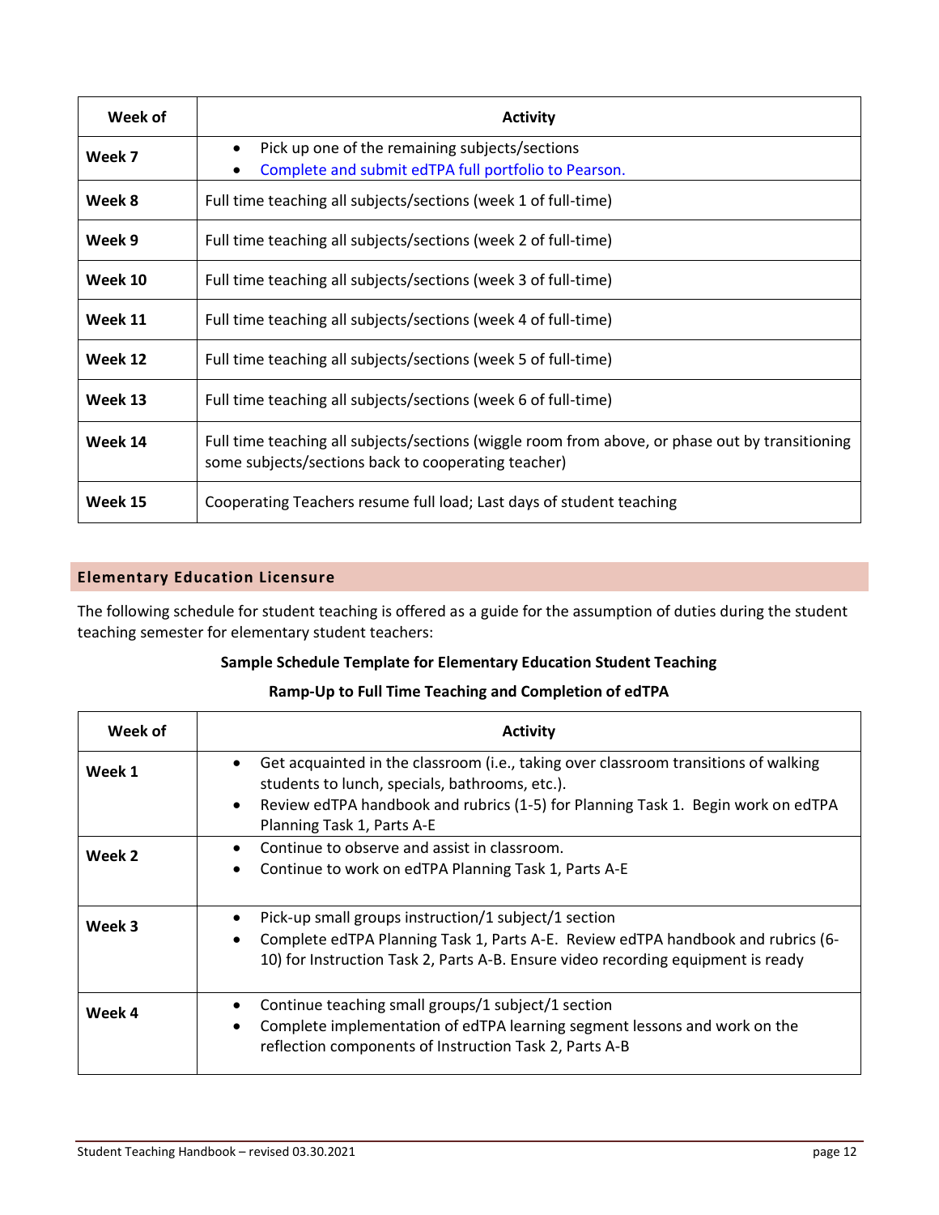| Week of | Activity |
| --- | --- |
| **Week 7** | • Pick up one of the remaining subjects/sections<br>• Complete and submit edTPA full portfolio to Pearson. |
| **Week 8** | Full time teaching all subjects/sections (week 1 of full-time) |
| **Week 9** | Full time teaching all subjects/sections (week 2 of full-time) |
| **Week 10** | Full time teaching all subjects/sections (week 3 of full-time) |
| **Week 11** | Full time teaching all subjects/sections (week 4 of full-time) |
| **Week 12** | Full time teaching all subjects/sections (week 5 of full-time) |
| **Week 13** | Full time teaching all subjects/sections (week 6 of full-time) |
| **Week 14** | Full time teaching all subjects/sections (wiggle room from above, or phase out by transitioning some subjects/sections back to cooperating teacher) |
| **Week 15** | Cooperating Teachers resume full load; Last days of student teaching |

## Elementary Education Licensure

The following schedule for student teaching is offered as a guide for the assumption of duties during the student teaching semester for elementary student teachers:

**Sample Schedule Template for Elementary Education Student Teaching**

**Ramp-Up to Full Time Teaching and Completion of edTPA**

| Week of | Activity |
| --- | --- |
| **Week 1** | • Get acquainted in the classroom (i.e., taking over classroom transitions of walking students to lunch, specials, bathrooms, etc.).<br>• Review edTPA handbook and rubrics (1-5) for Planning Task 1. Begin work on edTPA Planning Task 1, Parts A-E |
| **Week 2** | • Continue to observe and assist in classroom.<br>• Continue to work on edTPA Planning Task 1, Parts A-E |
| **Week 3** | • Pick-up small groups instruction/1 subject/1 section<br>• Complete edTPA Planning Task 1, Parts A-E. Review edTPA handbook and rubrics (6-10) for Instruction Task 2, Parts A-B. Ensure video recording equipment is ready |
| **Week 4** | • Continue teaching small groups/1 subject/1 section<br>• Complete implementation of edTPA learning segment lessons and work on the reflection components of Instruction Task 2, Parts A-B |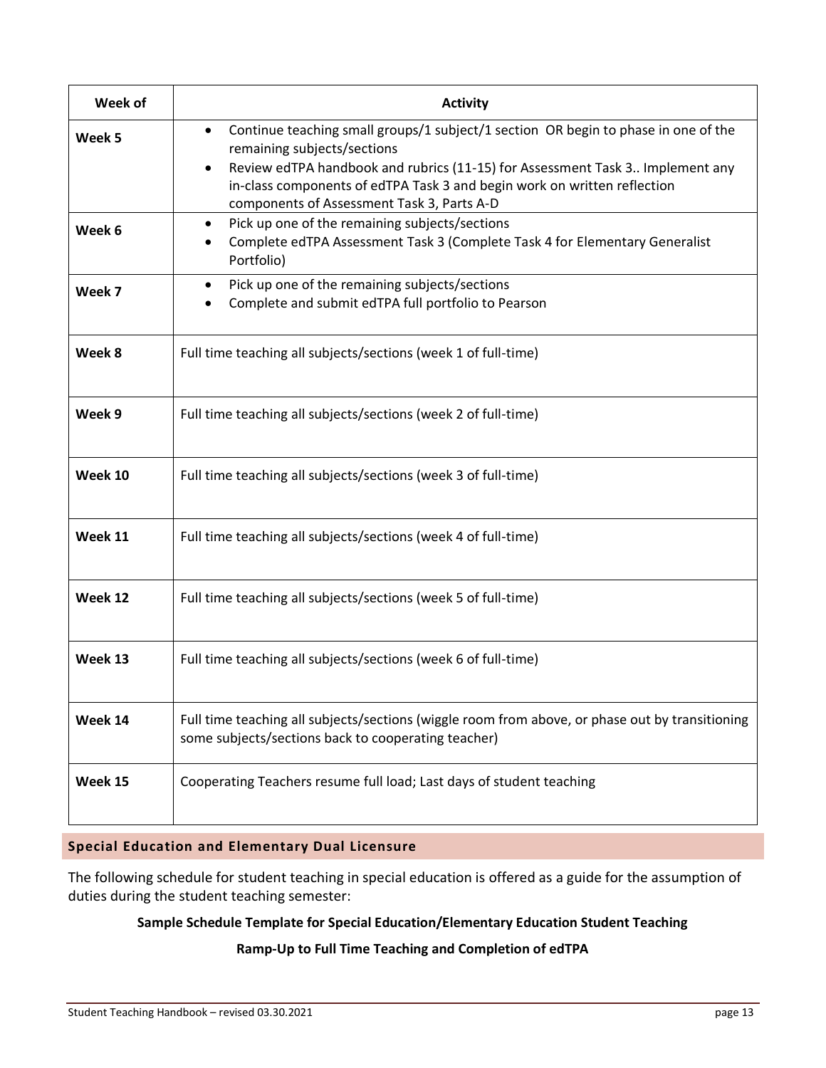| Week of | Activity |
|---|---|
| **Week 5** | • Continue teaching small groups/1 subject/1 section OR begin to phase in one of the remaining subjects/sections<br>• Review edTPA handbook and rubrics (11-15) for Assessment Task 3.. Implement any in-class components of edTPA Task 3 and begin work on written reflection components of Assessment Task 3, Parts A-D |
| **Week 6** | • Pick up one of the remaining subjects/sections<br>• Complete edTPA Assessment Task 3 (Complete Task 4 for Elementary Generalist Portfolio) |
| **Week 7** | • Pick up one of the remaining subjects/sections<br>• Complete and submit edTPA full portfolio to Pearson |
| **Week 8** | Full time teaching all subjects/sections (week 1 of full-time) |
| **Week 9** | Full time teaching all subjects/sections (week 2 of full-time) |
| **Week 10** | Full time teaching all subjects/sections (week 3 of full-time) |
| **Week 11** | Full time teaching all subjects/sections (week 4 of full-time) |
| **Week 12** | Full time teaching all subjects/sections (week 5 of full-time) |
| **Week 13** | Full time teaching all subjects/sections (week 6 of full-time) |
| **Week 14** | Full time teaching all subjects/sections (wiggle room from above, or phase out by transitioning some subjects/sections back to cooperating teacher) |
| **Week 15** | Cooperating Teachers resume full load; Last days of student teaching |

## Special Education and Elementary Dual Licensure

The following schedule for student teaching in special education is offered as a guide for the assumption of duties during the student teaching semester:

**Sample Schedule Template for Special Education/Elementary Education Student Teaching**

**Ramp-Up to Full Time Teaching and Completion of edTPA**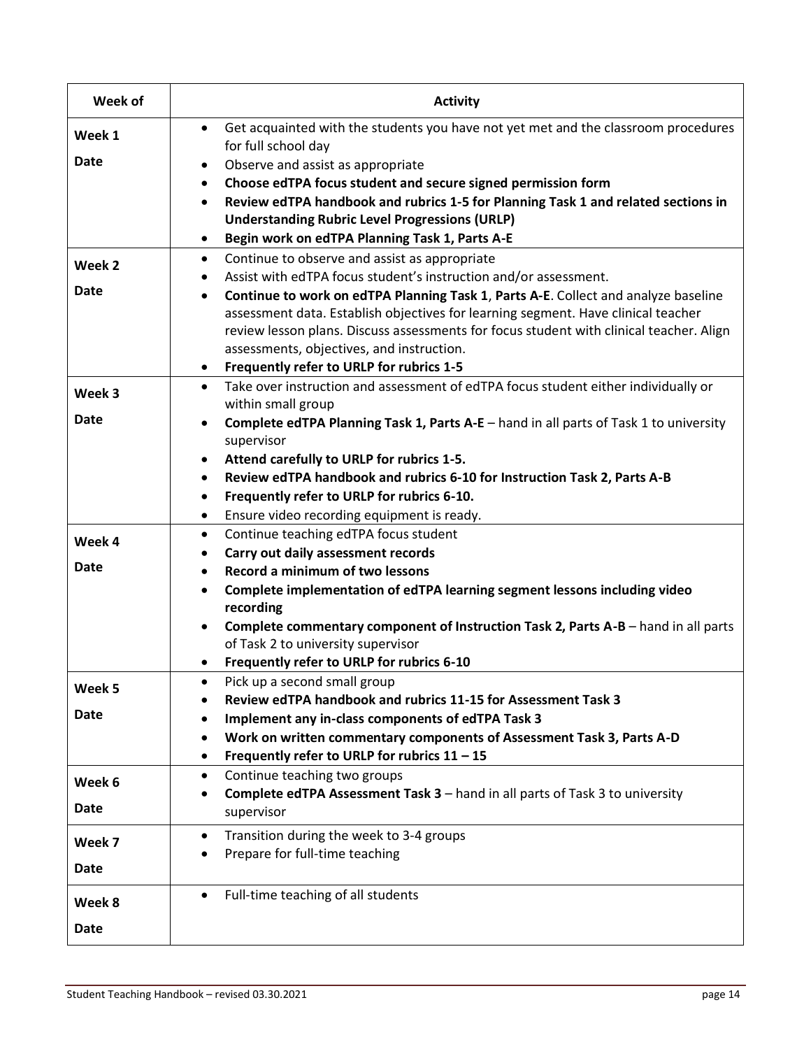| Week of | Activity |
|---|---|
| Week 1<br><br>Date | • Get acquainted with the students you have not yet met and the classroom procedures for full school day<br>• Observe and assist as appropriate<br>• **Choose edTPA focus student and secure signed permission form**<br>• **Review edTPA handbook and rubrics 1-5 for Planning Task 1 and related sections in Understanding Rubric Level Progressions (URLP)**<br>• **Begin work on edTPA Planning Task 1, Parts A-E** |
| Week 2<br><br>Date | • Continue to observe and assist as appropriate<br>• Assist with edTPA focus student's instruction and/or assessment.<br>• **Continue to work on edTPA Planning Task 1**, **Parts A-E**. Collect and analyze baseline assessment data. Establish objectives for learning segment. Have clinical teacher review lesson plans. Discuss assessments for focus student with clinical teacher. Align assessments, objectives, and instruction.<br>• **Frequently refer to URLP for rubrics 1-5** |
| Week 3<br><br>Date | • Take over instruction and assessment of edTPA focus student either individually or within small group<br>• **Complete edTPA Planning Task 1, Parts A-E** – hand in all parts of Task 1 to university supervisor<br>• **Attend carefully to URLP for rubrics 1-5.**<br>• **Review edTPA handbook and rubrics 6-10 for Instruction Task 2, Parts A-B**<br>• **Frequently refer to URLP for rubrics 6-10.**<br>• Ensure video recording equipment is ready. |
| Week 4<br><br>Date | • Continue teaching edTPA focus student<br>• **Carry out daily assessment records**<br>• **Record a minimum of two lessons**<br>• **Complete implementation of edTPA learning segment lessons including video recording**<br>• **Complete commentary component of Instruction Task 2, Parts A-B** – hand in all parts of Task 2 to university supervisor<br>• **Frequently refer to URLP for rubrics 6-10** |
| Week 5<br><br>Date | • Pick up a second small group<br>• **Review edTPA handbook and rubrics 11-15 for Assessment Task 3**<br>• **Implement any in-class components of edTPA Task 3**<br>• **Work on written commentary components of Assessment Task 3, Parts A-D**<br>• **Frequently refer to URLP for rubrics 11 – 15** |
| Week 6<br><br>Date | • Continue teaching two groups<br>• **Complete edTPA Assessment Task 3** – hand in all parts of Task 3 to university supervisor |
| Week 7<br><br>Date | • Transition during the week to 3-4 groups<br>• Prepare for full-time teaching |
| Week 8<br><br>Date | • Full-time teaching of all students |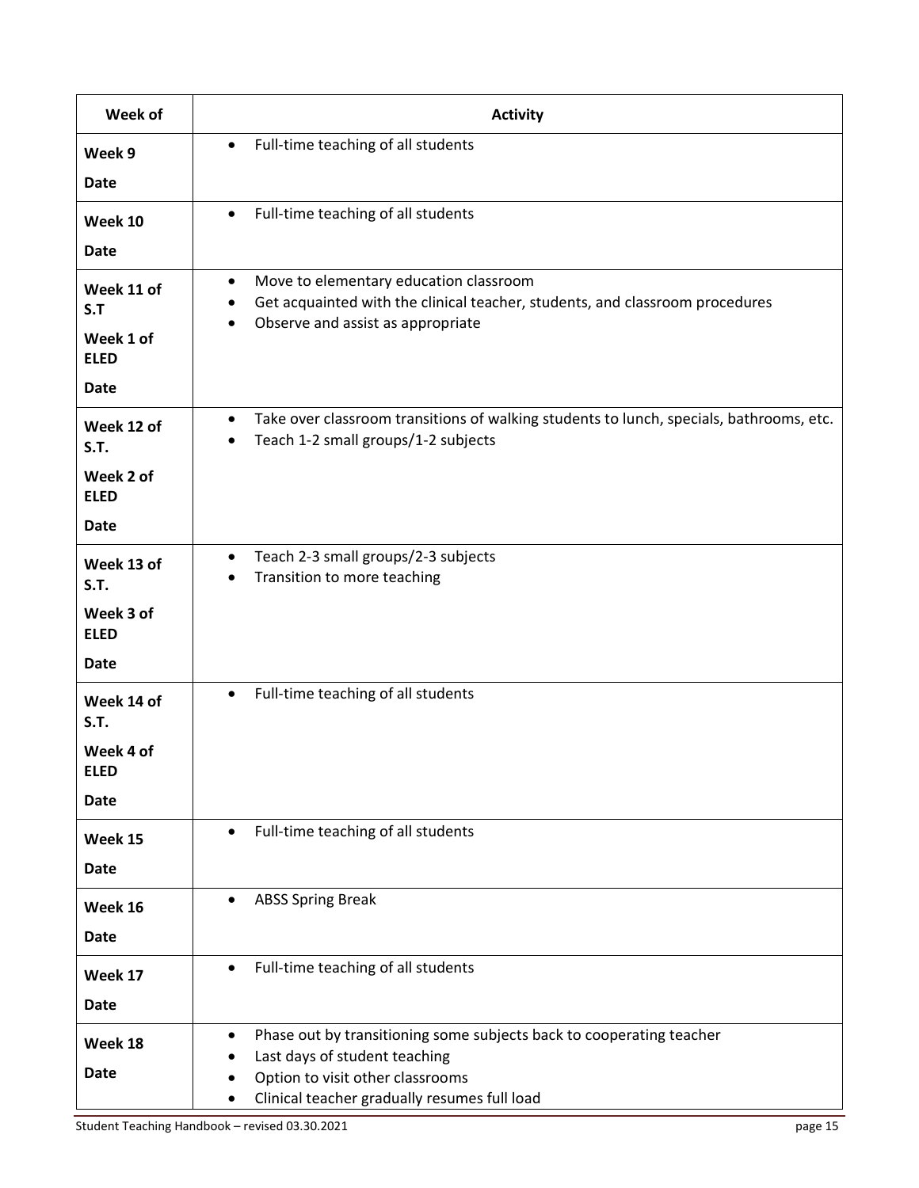| Week of | Activity |
|---|---|
| **Week 9**<br>**Date** | • Full-time teaching of all students |
| **Week 10**<br>**Date** | • Full-time teaching of all students |
| **Week 11 of S.T**<br>**Week 1 of ELED**<br>**Date** | • Move to elementary education classroom<br>• Get acquainted with the clinical teacher, students, and classroom procedures<br>• Observe and assist as appropriate |
| **Week 12 of S.T.**<br>**Week 2 of ELED**<br>**Date** | • Take over classroom transitions of walking students to lunch, specials, bathrooms, etc.<br>• Teach 1-2 small groups/1-2 subjects |
| **Week 13 of S.T.**<br>**Week 3 of ELED**<br>**Date** | • Teach 2-3 small groups/2-3 subjects<br>• Transition to more teaching |
| **Week 14 of S.T.**<br>**Week 4 of ELED**<br>**Date** | • Full-time teaching of all students |
| **Week 15**<br>**Date** | • Full-time teaching of all students |
| **Week 16**<br>**Date** | • ABSS Spring Break |
| **Week 17**<br>**Date** | • Full-time teaching of all students |
| **Week 18**<br>**Date** | • Phase out by transitioning some subjects back to cooperating teacher<br>• Last days of student teaching<br>• Option to visit other classrooms<br>• Clinical teacher gradually resumes full load |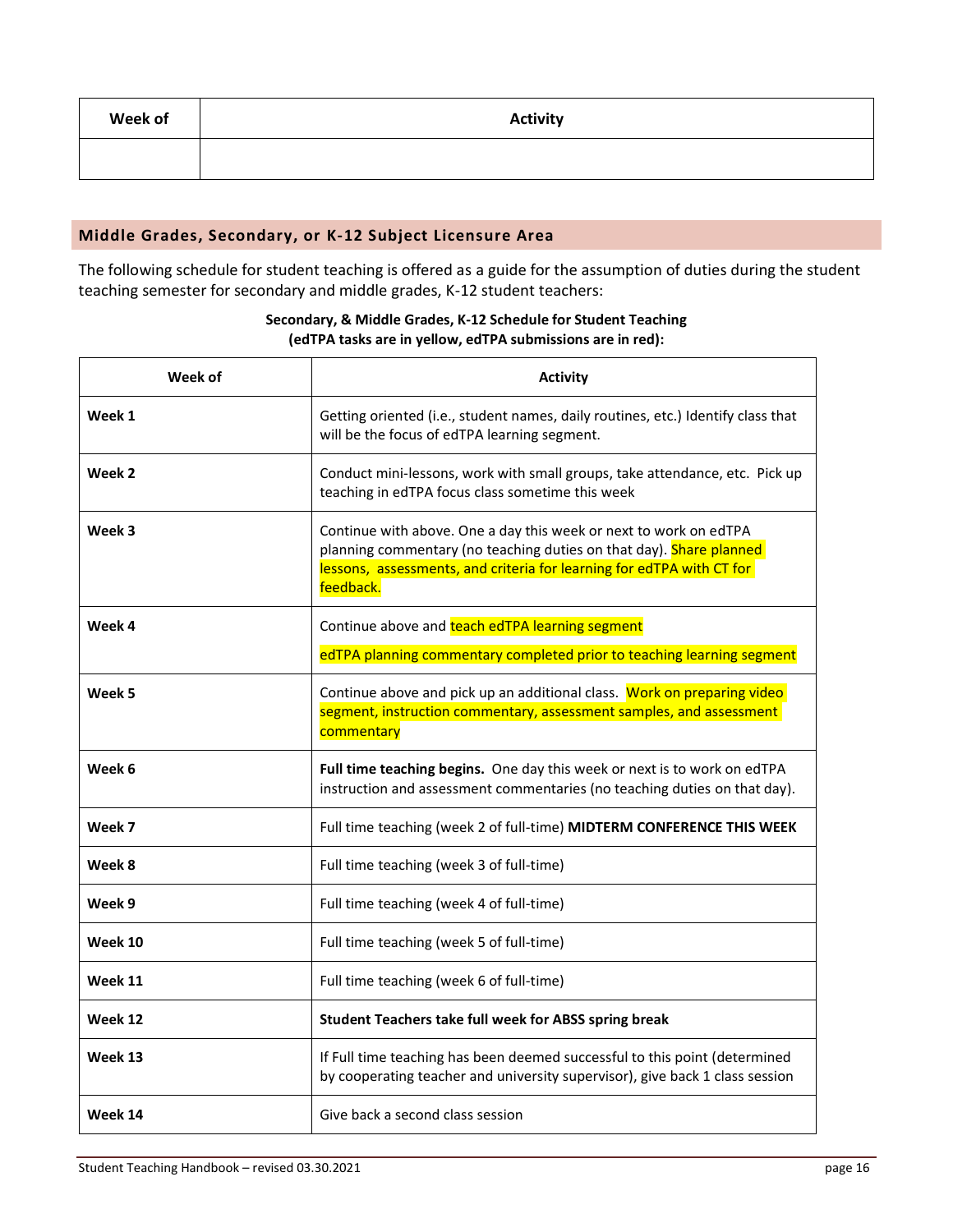| Week of | Activity |
|---|---|
| | |

## Middle Grades, Secondary, or K-12 Subject Licensure Area

The following schedule for student teaching is offered as a guide for the assumption of duties during the student teaching semester for secondary and middle grades, K-12 student teachers:

**Secondary, & Middle Grades, K-12 Schedule for Student Teaching (edTPA tasks are in yellow, edTPA submissions are in red):**

| Week of | Activity |
|---|---|
| **Week 1** | Getting oriented (i.e., student names, daily routines, etc.) Identify class that will be the focus of edTPA learning segment. |
| **Week 2** | Conduct mini-lessons, work with small groups, take attendance, etc. Pick up teaching in edTPA focus class sometime this week |
| **Week 3** | Continue with above. One a day this week or next to work on edTPA planning commentary (no teaching duties on that day). Share planned lessons, assessments, and criteria for learning for edTPA with CT for feedback. |
| **Week 4** | Continue above and teach edTPA learning segment<br>edTPA planning commentary completed prior to teaching learning segment |
| **Week 5** | Continue above and pick up an additional class. Work on preparing video segment, instruction commentary, assessment samples, and assessment commentary |
| **Week 6** | **Full time teaching begins.** One day this week or next is to work on edTPA instruction and assessment commentaries (no teaching duties on that day). |
| **Week 7** | Full time teaching (week 2 of full-time) **MIDTERM CONFERENCE THIS WEEK** |
| **Week 8** | Full time teaching (week 3 of full-time) |
| **Week 9** | Full time teaching (week 4 of full-time) |
| **Week 10** | Full time teaching (week 5 of full-time) |
| **Week 11** | Full time teaching (week 6 of full-time) |
| **Week 12** | **Student Teachers take full week for ABSS spring break** |
| **Week 13** | If Full time teaching has been deemed successful to this point (determined by cooperating teacher and university supervisor), give back 1 class session |
| **Week 14** | Give back a second class session |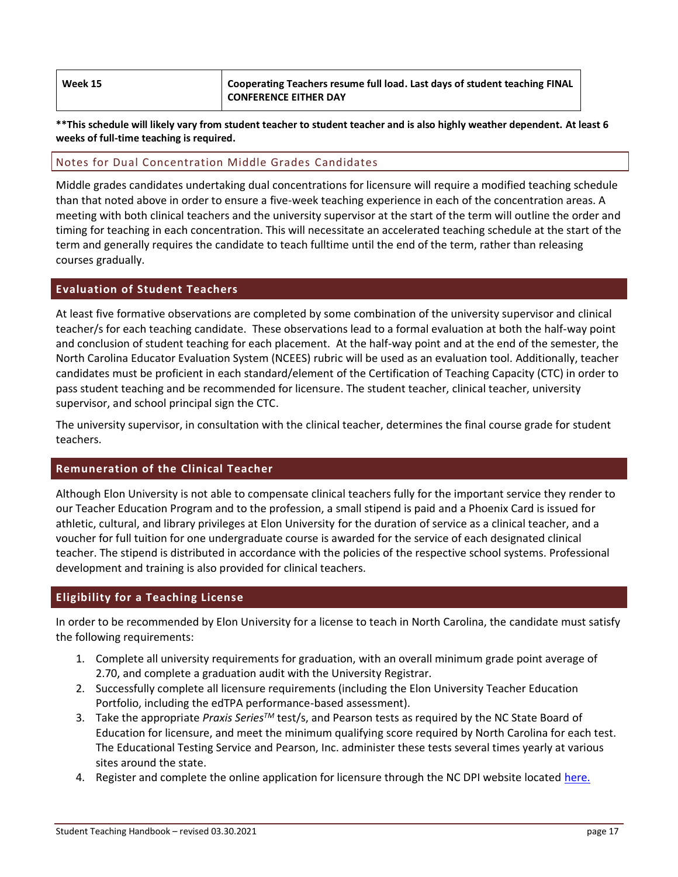| Week 15 | Cooperating Teachers resume full load. Last days of student teaching FINAL CONFERENCE EITHER DAY |
|---|---|

**\*\*This schedule will likely vary from student teacher to student teacher and is also highly weather dependent. At least 6 weeks of full-time teaching is required.**

### Notes for Dual Concentration Middle Grades Candidates

Middle grades candidates undertaking dual concentrations for licensure will require a modified teaching schedule than that noted above in order to ensure a five-week teaching experience in each of the concentration areas. A meeting with both clinical teachers and the university supervisor at the start of the term will outline the order and timing for teaching in each concentration. This will necessitate an accelerated teaching schedule at the start of the term and generally requires the candidate to teach fulltime until the end of the term, rather than releasing courses gradually.

## Evaluation of Student Teachers

At least five formative observations are completed by some combination of the university supervisor and clinical teacher/s for each teaching candidate. These observations lead to a formal evaluation at both the half-way point and conclusion of student teaching for each placement. At the half-way point and at the end of the semester, the North Carolina Educator Evaluation System (NCEES) rubric will be used as an evaluation tool. Additionally, teacher candidates must be proficient in each standard/element of the Certification of Teaching Capacity (CTC) in order to pass student teaching and be recommended for licensure. The student teacher, clinical teacher, university supervisor, and school principal sign the CTC.

The university supervisor, in consultation with the clinical teacher, determines the final course grade for student teachers.

## Remuneration of the Clinical Teacher

Although Elon University is not able to compensate clinical teachers fully for the important service they render to our Teacher Education Program and to the profession, a small stipend is paid and a Phoenix Card is issued for athletic, cultural, and library privileges at Elon University for the duration of service as a clinical teacher, and a voucher for full tuition for one undergraduate course is awarded for the service of each designated clinical teacher. The stipend is distributed in accordance with the policies of the respective school systems. Professional development and training is also provided for clinical teachers.

## Eligibility for a Teaching License

In order to be recommended by Elon University for a license to teach in North Carolina, the candidate must satisfy the following requirements:

1. Complete all university requirements for graduation, with an overall minimum grade point average of 2.70, and complete a graduation audit with the University Registrar.
2. Successfully complete all licensure requirements (including the Elon University Teacher Education Portfolio, including the edTPA performance-based assessment).
3. Take the appropriate *Praxis Series™* test/s, and Pearson tests as required by the NC State Board of Education for licensure, and meet the minimum qualifying score required by North Carolina for each test. The Educational Testing Service and Pearson, Inc. administer these tests several times yearly at various sites around the state.
4. Register and complete the online application for licensure through the NC DPI website located here.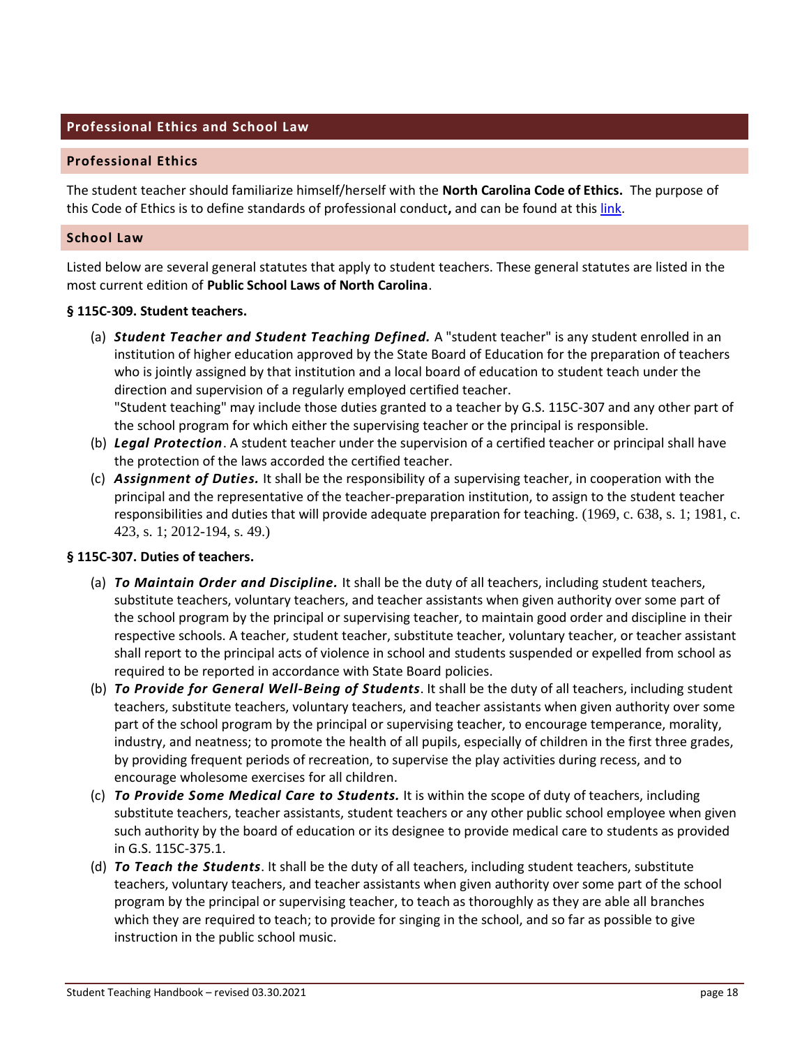## Professional Ethics and School Law

### Professional Ethics

The student teacher should familiarize himself/herself with the **North Carolina Code of Ethics.** The purpose of this Code of Ethics is to define standards of professional conduct**,** and can be found at this link.

### School Law

Listed below are several general statutes that apply to student teachers. These general statutes are listed in the most current edition of **Public School Laws of North Carolina**.

#### § 115C-309. Student teachers.

(a) ***Student Teacher and Student Teaching Defined.*** A "student teacher" is any student enrolled in an institution of higher education approved by the State Board of Education for the preparation of teachers who is jointly assigned by that institution and a local board of education to student teach under the direction and supervision of a regularly employed certified teacher.
"Student teaching" may include those duties granted to a teacher by G.S. 115C-307 and any other part of the school program for which either the supervising teacher or the principal is responsible.

(b) ***Legal Protection***. A student teacher under the supervision of a certified teacher or principal shall have the protection of the laws accorded the certified teacher.

(c) ***Assignment of Duties.*** It shall be the responsibility of a supervising teacher, in cooperation with the principal and the representative of the teacher-preparation institution, to assign to the student teacher responsibilities and duties that will provide adequate preparation for teaching. (1969, c. 638, s. 1; 1981, c. 423, s. 1; 2012-194, s. 49.)

#### § 115C-307. Duties of teachers.

(a) ***To Maintain Order and Discipline.*** It shall be the duty of all teachers, including student teachers, substitute teachers, voluntary teachers, and teacher assistants when given authority over some part of the school program by the principal or supervising teacher, to maintain good order and discipline in their respective schools. A teacher, student teacher, substitute teacher, voluntary teacher, or teacher assistant shall report to the principal acts of violence in school and students suspended or expelled from school as required to be reported in accordance with State Board policies.

(b) ***To Provide for General Well-Being of Students***. It shall be the duty of all teachers, including student teachers, substitute teachers, voluntary teachers, and teacher assistants when given authority over some part of the school program by the principal or supervising teacher, to encourage temperance, morality, industry, and neatness; to promote the health of all pupils, especially of children in the first three grades, by providing frequent periods of recreation, to supervise the play activities during recess, and to encourage wholesome exercises for all children.

(c) ***To Provide Some Medical Care to Students.*** It is within the scope of duty of teachers, including substitute teachers, teacher assistants, student teachers or any other public school employee when given such authority by the board of education or its designee to provide medical care to students as provided in G.S. 115C-375.1.

(d) ***To Teach the Students***. It shall be the duty of all teachers, including student teachers, substitute teachers, voluntary teachers, and teacher assistants when given authority over some part of the school program by the principal or supervising teacher, to teach as thoroughly as they are able all branches which they are required to teach; to provide for singing in the school, and so far as possible to give instruction in the public school music.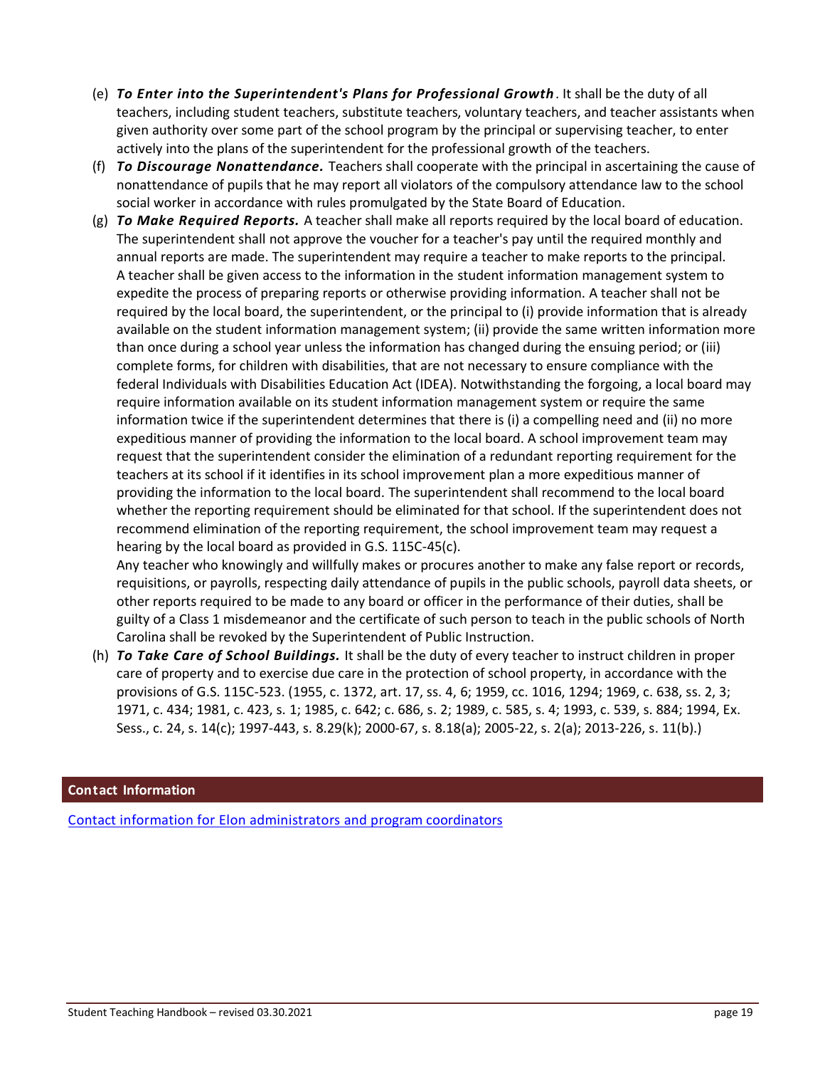(e) ***To Enter into the Superintendent's Plans for Professional Growth***. It shall be the duty of all teachers, including student teachers, substitute teachers, voluntary teachers, and teacher assistants when given authority over some part of the school program by the principal or supervising teacher, to enter actively into the plans of the superintendent for the professional growth of the teachers.

(f) ***To Discourage Nonattendance.*** Teachers shall cooperate with the principal in ascertaining the cause of nonattendance of pupils that he may report all violators of the compulsory attendance law to the school social worker in accordance with rules promulgated by the State Board of Education.

(g) ***To Make Required Reports.*** A teacher shall make all reports required by the local board of education. The superintendent shall not approve the voucher for a teacher's pay until the required monthly and annual reports are made. The superintendent may require a teacher to make reports to the principal. A teacher shall be given access to the information in the student information management system to expedite the process of preparing reports or otherwise providing information. A teacher shall not be required by the local board, the superintendent, or the principal to (i) provide information that is already available on the student information management system; (ii) provide the same written information more than once during a school year unless the information has changed during the ensuing period; or (iii) complete forms, for children with disabilities, that are not necessary to ensure compliance with the federal Individuals with Disabilities Education Act (IDEA). Notwithstanding the forgoing, a local board may require information available on its student information management system or require the same information twice if the superintendent determines that there is (i) a compelling need and (ii) no more expeditious manner of providing the information to the local board. A school improvement team may request that the superintendent consider the elimination of a redundant reporting requirement for the teachers at its school if it identifies in its school improvement plan a more expeditious manner of providing the information to the local board. The superintendent shall recommend to the local board whether the reporting requirement should be eliminated for that school. If the superintendent does not recommend elimination of the reporting requirement, the school improvement team may request a hearing by the local board as provided in G.S. 115C-45(c).
Any teacher who knowingly and willfully makes or procures another to make any false report or records, requisitions, or payrolls, respecting daily attendance of pupils in the public schools, payroll data sheets, or other reports required to be made to any board or officer in the performance of their duties, shall be guilty of a Class 1 misdemeanor and the certificate of such person to teach in the public schools of North Carolina shall be revoked by the Superintendent of Public Instruction.

(h) ***To Take Care of School Buildings.*** It shall be the duty of every teacher to instruct children in proper care of property and to exercise due care in the protection of school property, in accordance with the provisions of G.S. 115C-523. (1955, c. 1372, art. 17, ss. 4, 6; 1959, cc. 1016, 1294; 1969, c. 638, ss. 2, 3; 1971, c. 434; 1981, c. 423, s. 1; 1985, c. 642; c. 686, s. 2; 1989, c. 585, s. 4; 1993, c. 539, s. 884; 1994, Ex. Sess., c. 24, s. 14(c); 1997-443, s. 8.29(k); 2000-67, s. 8.18(a); 2005-22, s. 2(a); 2013-226, s. 11(b).)

## Contact Information

Contact information for Elon administrators and program coordinators